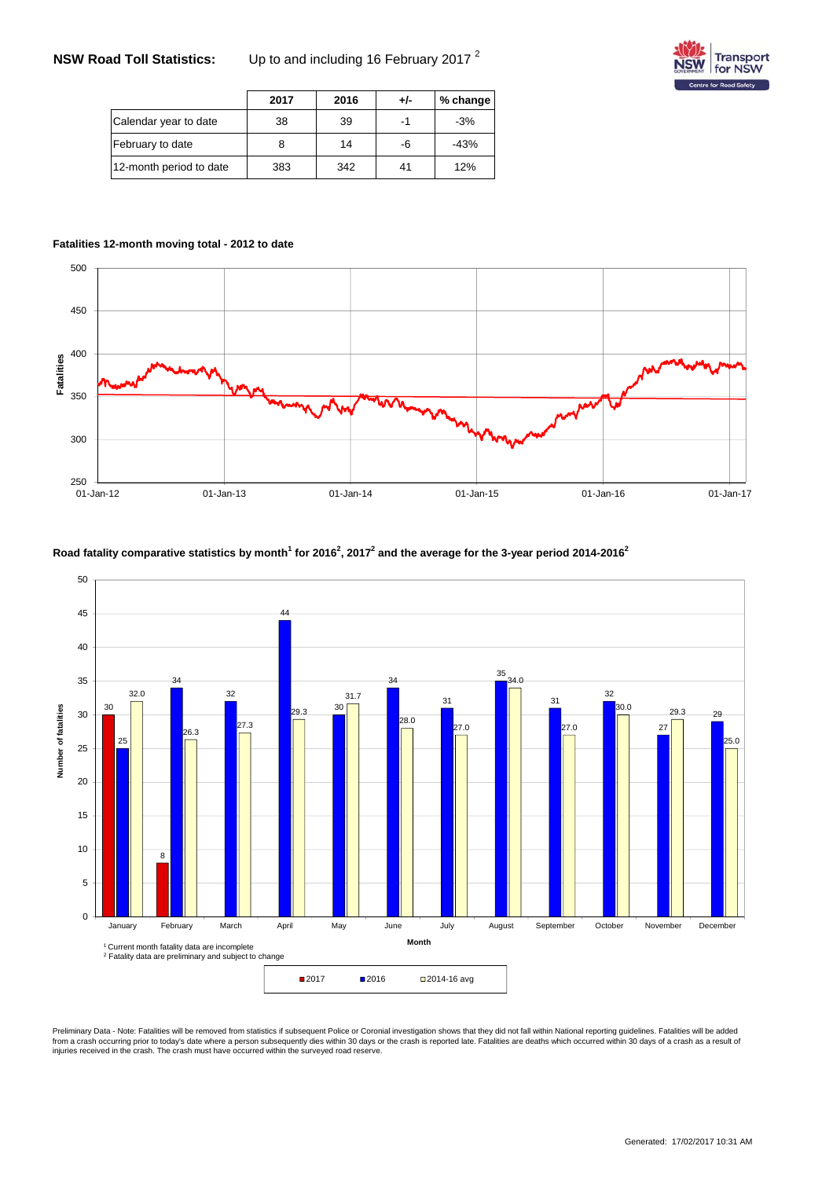**NSW Road Toll Statistics:** Up to and including 16 February 2017 [2]

| | 2017 | 2016 | +/- | % change |
|---|---|---|---|---|
| Calendar year to date | 38 | 39 | -1 | -3% |
| February to date | 8 | 14 | -6 | -43% |
| 12-month period to date | 383 | 342 | 41 | 12% |

**Fatalities 12-month moving total - 2012 to date**

**Road fatality comparative statistics by month[1] for 2016[2], 2017[2] and the average for the 3-year period 2014-2016[2]**

| Month | 2017 | 2016 | 2014-16 avg |
|---|---|---|---|
| January | 30 | 25 | 32.0 |
| February | 8 | 34 | 26.3 |
| March | | 32 | 27.3 |
| April | | 44 | 29.3 |
| May | | 30 | 31.7 |
| June | | 34 | 28.0 |
| July | | 31 | 27.0 |
| August | | 35 | 34.0 |
| September | | 31 | 27.0 |
| October | | 32 | 30.0 |
| November | | 27 | 29.3 |
| December | | 29 | 25.0 |

[1] Current month fatality data are incomplete
[2] Fatality data are preliminary and subject to change

Preliminary Data - Note: Fatalities will be removed from statistics if subsequent Police or Coronial investigation shows that they did not fall within National reporting guidelines. Fatalities will be added from a crash occurring prior to today's date where a person subsequently dies within 30 days or the crash is reported late. Fatalities are deaths which occurred within 30 days of a crash as a result of injuries received in the crash. The crash must have occurred within the surveyed road reserve.

Generated: 17/02/2017 10:31 AM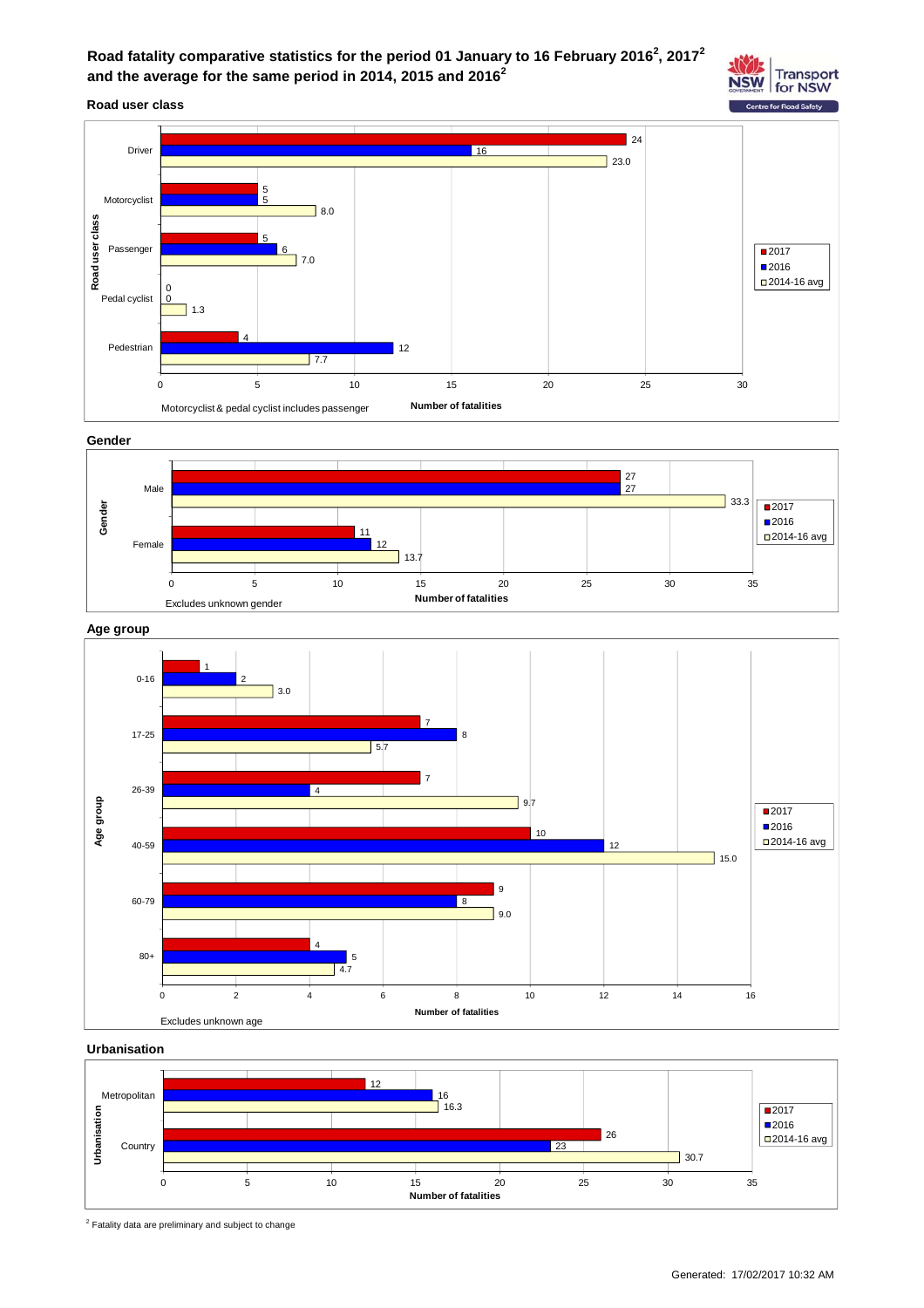# Road fatality comparative statistics for the period 01 January to 16 February 2016[2], 2017[2] and the average for the same period in 2014, 2015 and 2016[2]

## Road user class

| Road user class | 2017 | 2016 | 2014-16 avg |
|---|---|---|---|
| Driver | 24 | 16 | 23.0 |
| Motorcyclist | 5 | 5 | 8.0 |
| Passenger | 5 | 6 | 7.0 |
| Pedal cyclist | 0 | 0 | 1.3 |
| Pedestrian | 4 | 12 | 7.7 |

Motorcyclist & pedal cyclist includes passenger

Number of fatalities

## Gender

| Gender | 2017 | 2016 | 2014-16 avg |
|---|---|---|---|
| Male | 27 | 27 | 33.3 |
| Female | 11 | 12 | 13.7 |

Excludes unknown gender

Number of fatalities

## Age group

| Age group | 2017 | 2016 | 2014-16 avg |
|---|---|---|---|
| 0-16 | 1 | 2 | 3.0 |
| 17-25 | 7 | 8 | 5.7 |
| 26-39 | 7 | 4 | 9.7 |
| 40-59 | 10 | 12 | 15.0 |
| 60-79 | 9 | 8 | 9.0 |
| 80+ | 4 | 5 | 4.7 |

Excludes unknown age

Number of fatalities

## Urbanisation

| Urbanisation | 2017 | 2016 | 2014-16 avg |
|---|---|---|---|
| Metropolitan | 12 | 16 | 16.3 |
| Country | 26 | 23 | 30.7 |

Number of fatalities

[2] Fatality data are preliminary and subject to change

Generated: 17/02/2017 10:32 AM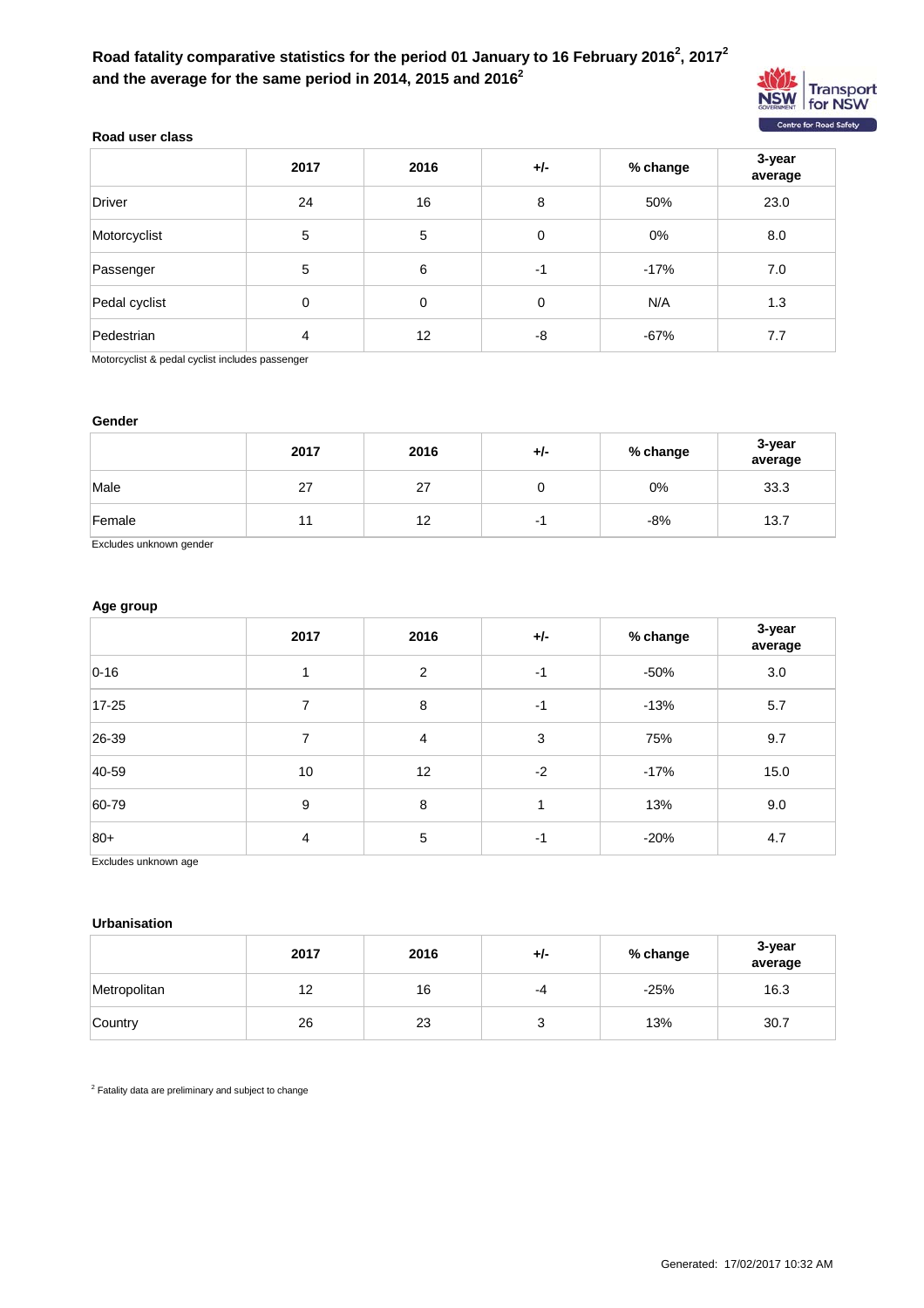# Road fatality comparative statistics for the period 01 January to 16 February 2016[2], 2017[2] and the average for the same period in 2014, 2015 and 2016[2]

**Road user class**

| | 2017 | 2016 | +/- | % change | 3-year average |
|---|---|---|---|---|---|
| Driver | 24 | 16 | 8 | 50% | 23.0 |
| Motorcyclist | 5 | 5 | 0 | 0% | 8.0 |
| Passenger | 5 | 6 | -1 | -17% | 7.0 |
| Pedal cyclist | 0 | 0 | 0 | N/A | 1.3 |
| Pedestrian | 4 | 12 | -8 | -67% | 7.7 |

Motorcyclist & pedal cyclist includes passenger

**Gender**

| | 2017 | 2016 | +/- | % change | 3-year average |
|---|---|---|---|---|---|
| Male | 27 | 27 | 0 | 0% | 33.3 |
| Female | 11 | 12 | -1 | -8% | 13.7 |

Excludes unknown gender

**Age group**

| | 2017 | 2016 | +/- | % change | 3-year average |
|---|---|---|---|---|---|
| 0-16 | 1 | 2 | -1 | -50% | 3.0 |
| 17-25 | 7 | 8 | -1 | -13% | 5.7 |
| 26-39 | 7 | 4 | 3 | 75% | 9.7 |
| 40-59 | 10 | 12 | -2 | -17% | 15.0 |
| 60-79 | 9 | 8 | 1 | 13% | 9.0 |
| 80+ | 4 | 5 | -1 | -20% | 4.7 |

Excludes unknown age

**Urbanisation**

| | 2017 | 2016 | +/- | % change | 3-year average |
|---|---|---|---|---|---|
| Metropolitan | 12 | 16 | -4 | -25% | 16.3 |
| Country | 26 | 23 | 3 | 13% | 30.7 |

[2] Fatality data are preliminary and subject to change

Generated: 17/02/2017 10:32 AM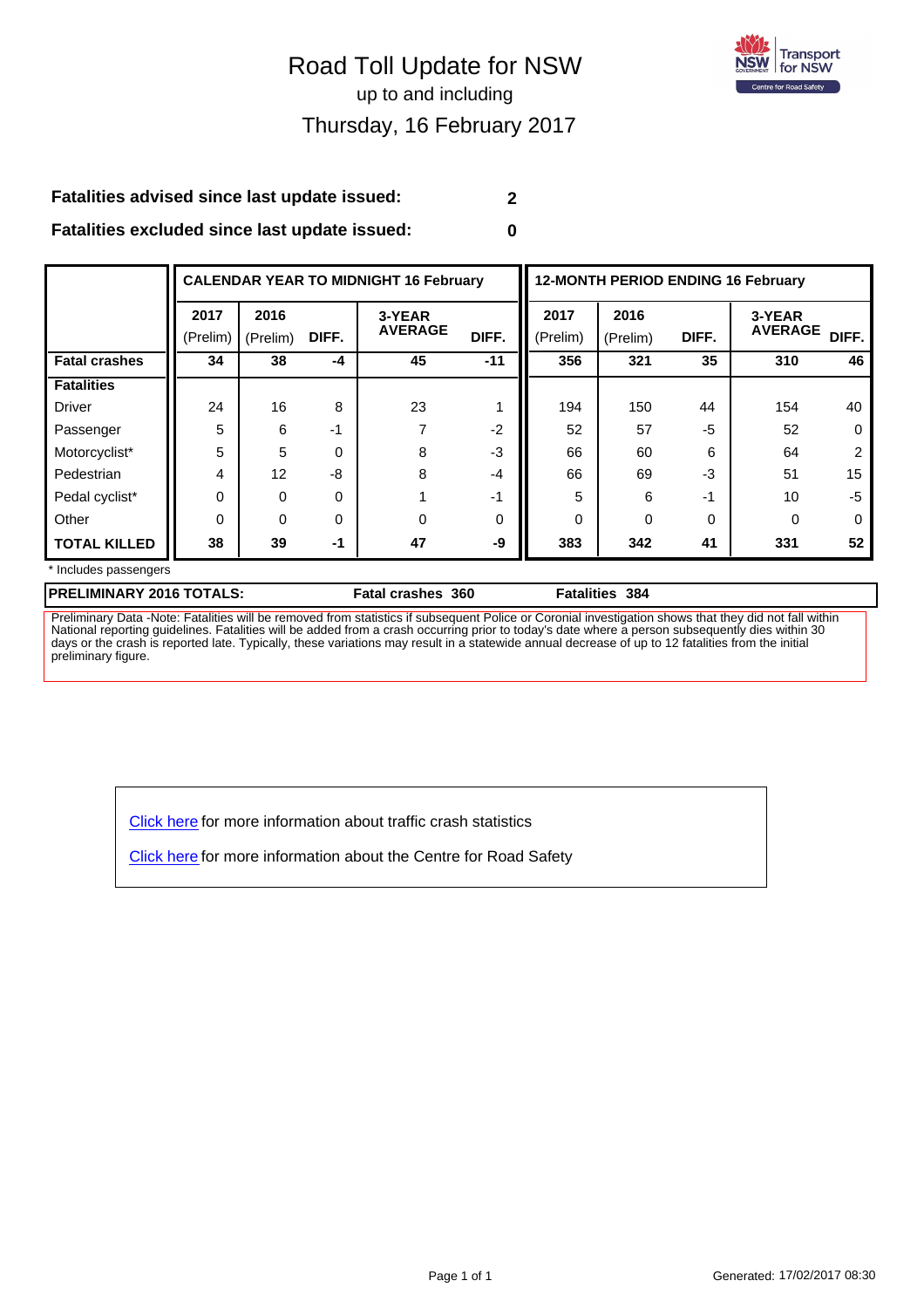# Road Toll Update for NSW

up to and including

Thursday, 16 February 2017

**Fatalities advised since last update issued:** **2**

**Fatalities excluded since last update issued:** **0**

| | CALENDAR YEAR TO MIDNIGHT 16 February | | | | | 12-MONTH PERIOD ENDING 16 February | | | | |
|---|---|---|---|---|---|---|---|---|---|---|
| | 2017 (Prelim) | 2016 (Prelim) | DIFF. | 3-YEAR AVERAGE | DIFF. | 2017 (Prelim) | 2016 (Prelim) | DIFF. | 3-YEAR AVERAGE | DIFF. |
| **Fatal crashes** | **34** | **38** | **-4** | **45** | **-11** | **356** | **321** | **35** | **310** | **46** |
| **Fatalities** | | | | | | | | | | |
| Driver | 24 | 16 | 8 | 23 | 1 | 194 | 150 | 44 | 154 | 40 |
| Passenger | 5 | 6 | -1 | 7 | -2 | 52 | 57 | -5 | 52 | 0 |
| Motorcyclist* | 5 | 5 | 0 | 8 | -3 | 66 | 60 | 6 | 64 | 2 |
| Pedestrian | 4 | 12 | -8 | 8 | -4 | 66 | 69 | -3 | 51 | 15 |
| Pedal cyclist* | 0 | 0 | 0 | 1 | -1 | 5 | 6 | -1 | 10 | -5 |
| Other | 0 | 0 | 0 | 0 | 0 | 0 | 0 | 0 | 0 | 0 |
| **TOTAL KILLED** | **38** | **39** | **-1** | **47** | **-9** | **383** | **342** | **41** | **331** | **52** |

\* Includes passengers

**PRELIMINARY 2016 TOTALS:** **Fatal crashes 360** **Fatalities 384**

Preliminary Data -Note: Fatalities will be removed from statistics if subsequent Police or Coronial investigation shows that they did not fall within National reporting guidelines. Fatalities will be added from a crash occurring prior to today's date where a person subsequently dies within 30 days or the crash is reported late. Typically, these variations may result in a statewide annual decrease of up to 12 fatalities from the initial preliminary figure.

Click here for more information about traffic crash statistics

Click here for more information about the Centre for Road Safety

Generated: 17/02/2017 08:30